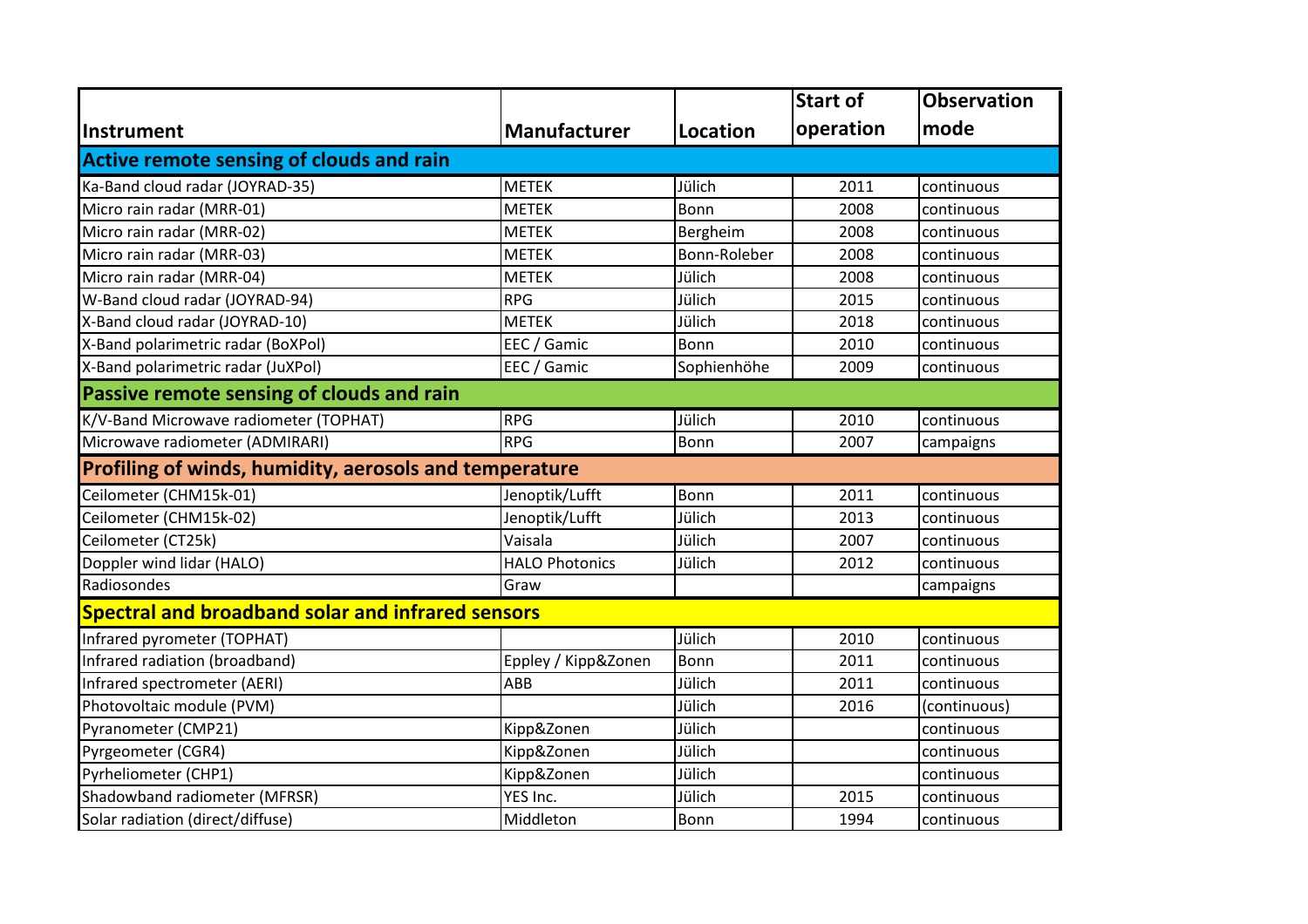| Instrument | Manufacturer | Location | Start of operation | Observation mode |
|---|---|---|---|---|
| **Active remote sensing of clouds and rain** | | | | |
| Ka-Band cloud radar (JOYRAD-35) | METEK | Jülich | 2011 | continuous |
| Micro rain radar (MRR-01) | METEK | Bonn | 2008 | continuous |
| Micro rain radar (MRR-02) | METEK | Bergheim | 2008 | continuous |
| Micro rain radar (MRR-03) | METEK | Bonn-Roleber | 2008 | continuous |
| Micro rain radar (MRR-04) | METEK | Jülich | 2008 | continuous |
| W-Band cloud radar (JOYRAD-94) | RPG | Jülich | 2015 | continuous |
| X-Band cloud radar (JOYRAD-10) | METEK | Jülich | 2018 | continuous |
| X-Band polarimetric radar (BoXPol) | EEC / Gamic | Bonn | 2010 | continuous |
| X-Band polarimetric radar (JuXPol) | EEC / Gamic | Sophienhöhe | 2009 | continuous |
| **Passive remote sensing of clouds and rain** | | | | |
| K/V-Band Microwave radiometer (TOPHAT) | RPG | Jülich | 2010 | continuous |
| Microwave radiometer (ADMIRARI) | RPG | Bonn | 2007 | campaigns |
| **Profiling of winds, humidity, aerosols and temperature** | | | | |
| Ceilometer (CHM15k-01) | Jenoptik/Lufft | Bonn | 2011 | continuous |
| Ceilometer (CHM15k-02) | Jenoptik/Lufft | Jülich | 2013 | continuous |
| Ceilometer (CT25k) | Vaisala | Jülich | 2007 | continuous |
| Doppler wind lidar (HALO) | HALO Photonics | Jülich | 2012 | continuous |
| Radiosondes | Graw | | | campaigns |
| **Spectral and broadband solar and infrared sensors** | | | | |
| Infrared pyrometer (TOPHAT) | | Jülich | 2010 | continuous |
| Infrared radiation (broadband) | Eppley / Kipp&Zonen | Bonn | 2011 | continuous |
| Infrared spectrometer (AERI) | ABB | Jülich | 2011 | continuous |
| Photovoltaic module (PVM) | | Jülich | 2016 | (continuous) |
| Pyranometer (CMP21) | Kipp&Zonen | Jülich | | continuous |
| Pyrgeometer (CGR4) | Kipp&Zonen | Jülich | | continuous |
| Pyrheliometer (CHP1) | Kipp&Zonen | Jülich | | continuous |
| Shadowband radiometer (MFRSR) | YES Inc. | Jülich | 2015 | continuous |
| Solar radiation (direct/diffuse) | Middleton | Bonn | 1994 | continuous |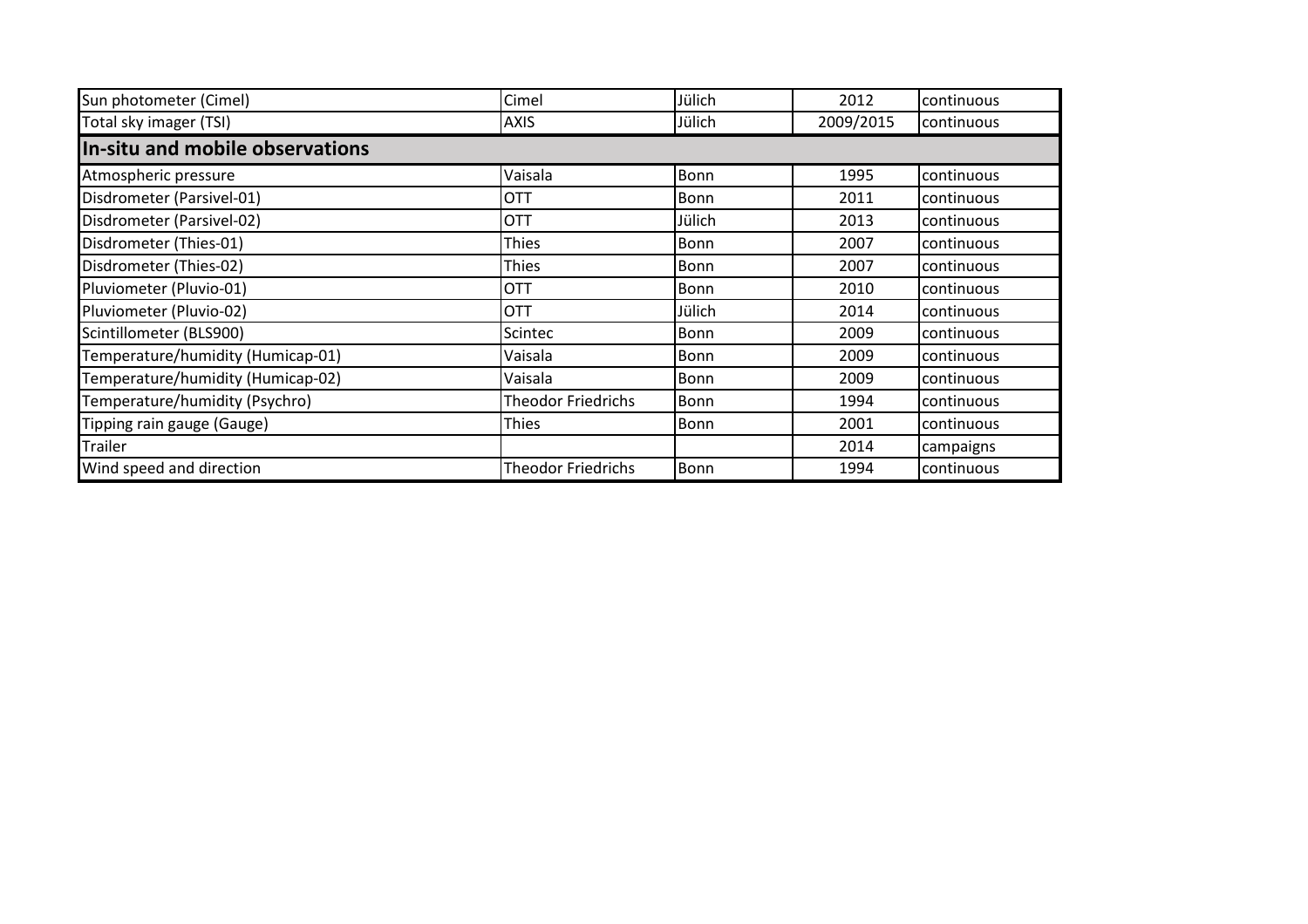| | | | | |
|---|---|---|---|---|
| Sun photometer (Cimel) | Cimel | Jülich | 2012 | continuous |
| Total sky imager (TSI) | AXIS | Jülich | 2009/2015 | continuous |
| **In-situ and mobile observations** | | | | |
| Atmospheric pressure | Vaisala | Bonn | 1995 | continuous |
| Disdrometer (Parsivel-01) | OTT | Bonn | 2011 | continuous |
| Disdrometer (Parsivel-02) | OTT | Jülich | 2013 | continuous |
| Disdrometer (Thies-01) | Thies | Bonn | 2007 | continuous |
| Disdrometer (Thies-02) | Thies | Bonn | 2007 | continuous |
| Pluviometer (Pluvio-01) | OTT | Bonn | 2010 | continuous |
| Pluviometer (Pluvio-02) | OTT | Jülich | 2014 | continuous |
| Scintillometer (BLS900) | Scintec | Bonn | 2009 | continuous |
| Temperature/humidity (Humicap-01) | Vaisala | Bonn | 2009 | continuous |
| Temperature/humidity (Humicap-02) | Vaisala | Bonn | 2009 | continuous |
| Temperature/humidity (Psychro) | Theodor Friedrichs | Bonn | 1994 | continuous |
| Tipping rain gauge (Gauge) | Thies | Bonn | 2001 | continuous |
| Trailer | | | 2014 | campaigns |
| Wind speed and direction | Theodor Friedrichs | Bonn | 1994 | continuous |